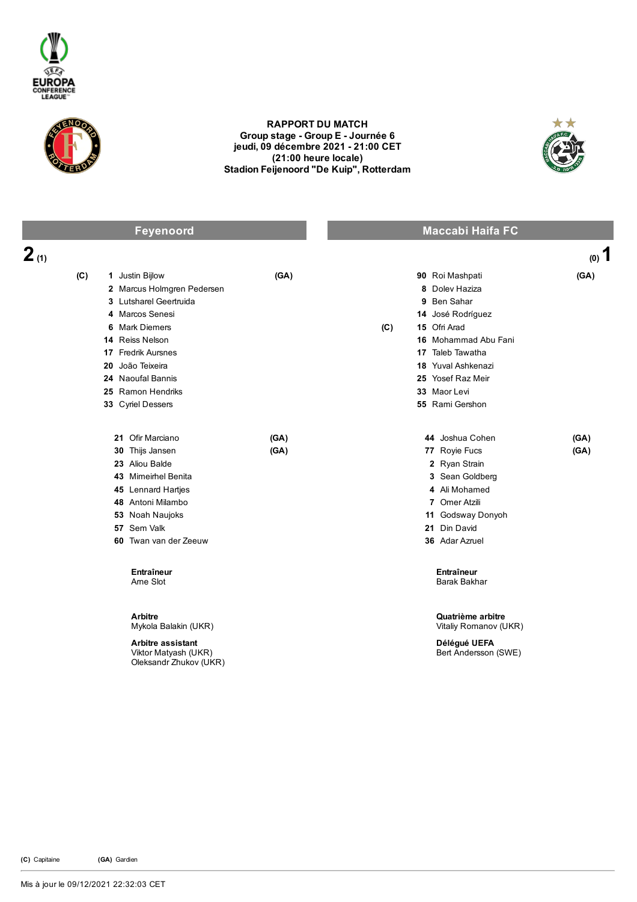# RAPPORT DU MATCH

**Group stage - Group E - Journée 6**
**jeudi, 09 décembre 2021 - 21:00 CET**
**(21:00 heure locale)**
**Stadion Feijenoord "De Kuip", Rotterdam**

## Feyenoord

**2** (1)

| | No. | Joueur | |
|---|---|---|---|
| (C) | 1 | Justin Bijlow | (GA) |
| | 2 | Marcus Holmgren Pedersen | |
| | 3 | Lutsharel Geertruida | |
| | 4 | Marcos Senesi | |
| | 6 | Mark Diemers | |
| | 14 | Reiss Nelson | |
| | 17 | Fredrik Aursnes | |
| | 20 | João Teixeira | |
| | 24 | Naoufal Bannis | |
| | 25 | Ramon Hendriks | |
| | 33 | Cyriel Dessers | |

| No. | Joueur | |
|---|---|---|
| 21 | Ofir Marciano | (GA) |
| 30 | Thijs Jansen | (GA) |
| 23 | Aliou Balde | |
| 43 | Mimeirhel Benita | |
| 45 | Lennard Hartjes | |
| 48 | Antoni Milambo | |
| 53 | Noah Naujoks | |
| 57 | Sem Valk | |
| 60 | Twan van der Zeeuw | |

**Entraîneur**
Arne Slot

## Maccabi Haifa FC

(0) **1**

| | No. | Joueur | |
|---|---|---|---|
| | 90 | Roi Mashpati | (GA) |
| | 8 | Dolev Haziza | |
| | 9 | Ben Sahar | |
| | 14 | José Rodríguez | |
| (C) | 15 | Ofri Arad | |
| | 16 | Mohammad Abu Fani | |
| | 17 | Taleb Tawatha | |
| | 18 | Yuval Ashkenazi | |
| | 25 | Yosef Raz Meir | |
| | 33 | Maor Levi | |
| | 55 | Rami Gershon | |

| No. | Joueur | |
|---|---|---|
| 44 | Joshua Cohen | (GA) |
| 77 | Royie Fucs | (GA) |
| 2 | Ryan Strain | |
| 3 | Sean Goldberg | |
| 4 | Ali Mohamed | |
| 7 | Omer Atzili | |
| 11 | Godsway Donyoh | |
| 21 | Din David | |
| 36 | Adar Azruel | |

**Entraîneur**
Barak Bakhar

**Arbitre**
Mykola Balakin (UKR)

**Arbitre assistant**
Viktor Matyash (UKR)
Oleksandr Zhukov (UKR)

**Quatrième arbitre**
Vitaliy Romanov (UKR)

**Délégué UEFA**
Bert Andersson (SWE)

**(C)** Capitaine **(GA)** Gardien

Mis à jour le 09/12/2021 22:32:03 CET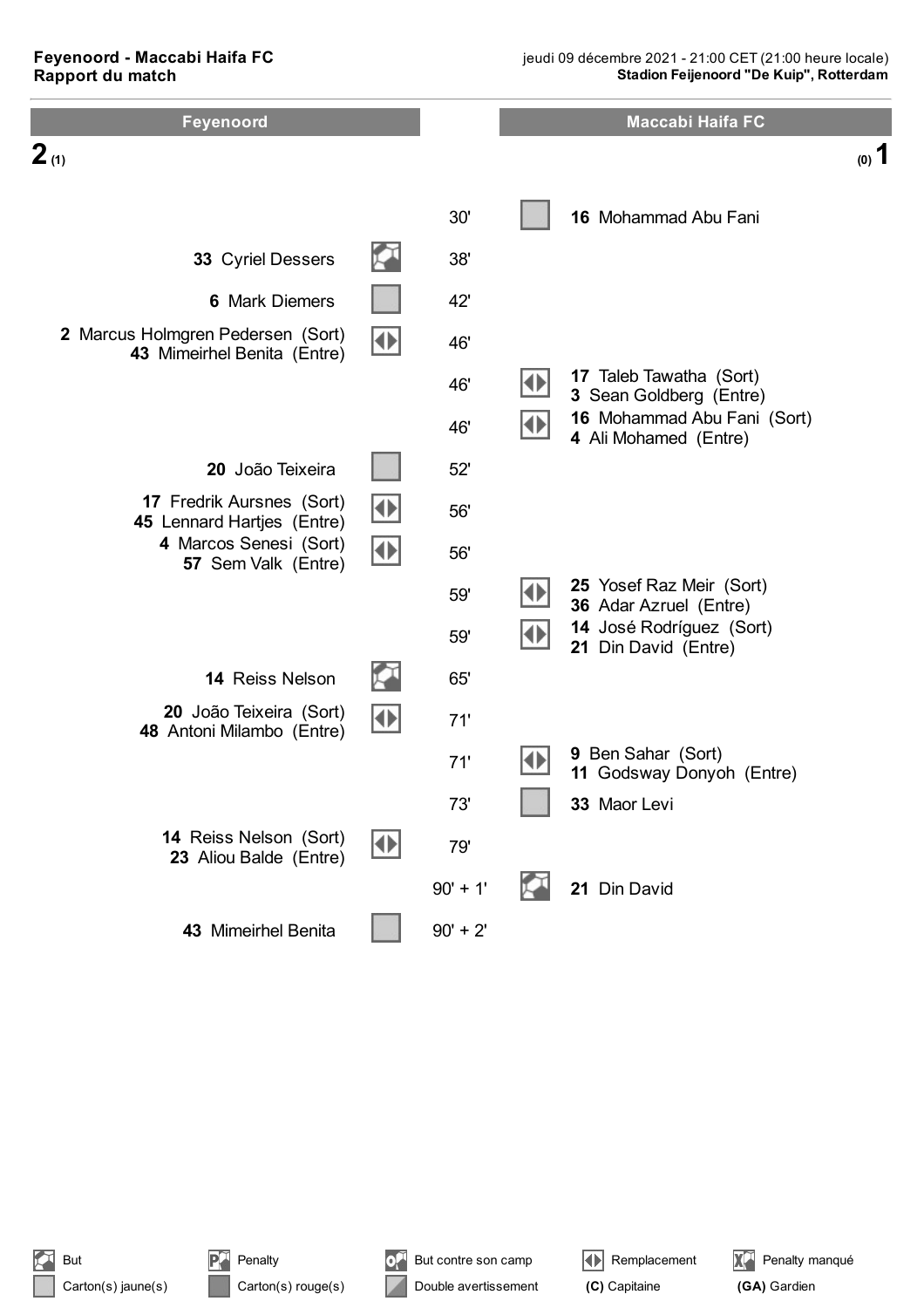**Feyenoord - Maccabi Haifa FC**
**Rapport du match**

jeudi 09 décembre 2021 - 21:00 CET (21:00 heure locale)
**Stadion Feijenoord "De Kuip", Rotterdam**

| Feyenoord | | | | Maccabi Haifa FC |
|---|---|---|---|---|
| **2** (1) | | | | (0) **1** |
| | | 30' | Carton(s) jaune(s) | **16** Mohammad Abu Fani |
| **33** Cyriel Dessers | But | 38' | | |
| **6** Mark Diemers | Carton(s) jaune(s) | 42' | | |
| **2** Marcus Holmgren Pedersen (Sort) **43** Mimeirhel Benita (Entre) | Remplacement | 46' | | |
| | | 46' | Remplacement | **17** Taleb Tawatha (Sort) **3** Sean Goldberg (Entre) |
| | | 46' | Remplacement | **16** Mohammad Abu Fani (Sort) **4** Ali Mohamed (Entre) |
| **20** João Teixeira | Carton(s) jaune(s) | 52' | | |
| **17** Fredrik Aursnes (Sort) **45** Lennard Hartjes (Entre) | Remplacement | 56' | | |
| **4** Marcos Senesi (Sort) **57** Sem Valk (Entre) | Remplacement | 56' | | |
| | | 59' | Remplacement | **25** Yosef Raz Meir (Sort) **36** Adar Azruel (Entre) |
| | | 59' | Remplacement | **14** José Rodríguez (Sort) **21** Din David (Entre) |
| **14** Reiss Nelson | But | 65' | | |
| **20** João Teixeira (Sort) **48** Antoni Milambo (Entre) | Remplacement | 71' | | |
| | | 71' | Remplacement | **9** Ben Sahar (Sort) **11** Godsway Donyoh (Entre) |
| | | 73' | Carton(s) jaune(s) | **33** Maor Levi |
| **14** Reiss Nelson (Sort) **23** Aliou Balde (Entre) | Remplacement | 79' | | |
| | | 90' + 1' | But | **21** Din David |
| **43** Mimeirhel Benita | Carton(s) jaune(s) | 90' + 2' | | |

But — Penalty — But contre son camp — Remplacement — Penalty manqué
Carton(s) jaune(s) — Carton(s) rouge(s) — Double avertissement — **(C)** Capitaine — **(GA)** Gardien